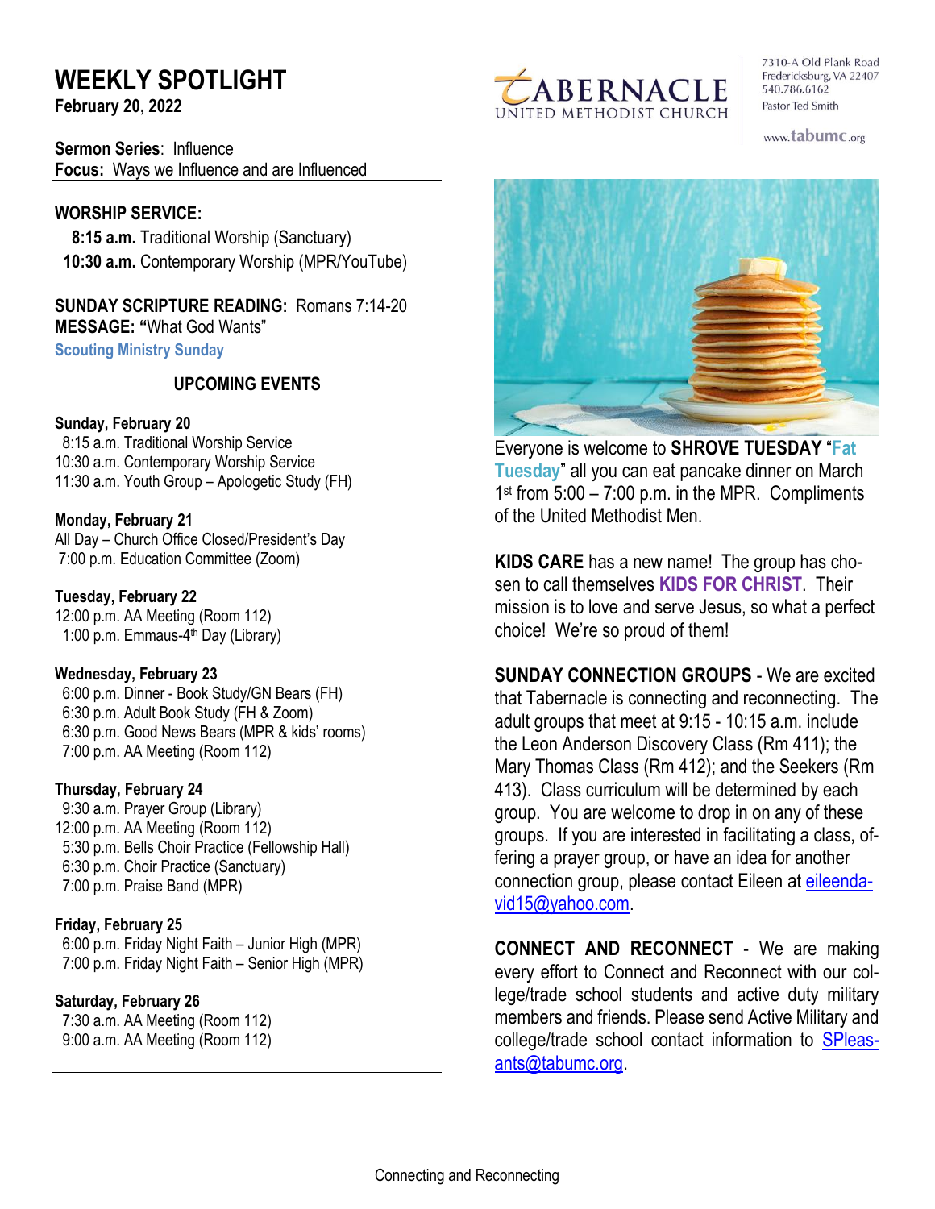# WEEKLY SPOTLIGHT

**February 20, 2022**

TABERNACLE UNITED METHODIST CHURCH

7310-A Old Plank Road
Fredericksburg, VA 22407
540.786.6162
Pastor Ted Smith

www.tabumc.org

**Sermon Series**: Influence
**Focus:** Ways we Influence and are Influenced

**WORSHIP SERVICE:**

**8:15 a.m.** Traditional Worship (Sanctuary)
**10:30 a.m.** Contemporary Worship (MPR/YouTube)

**SUNDAY SCRIPTURE READING:** Romans 7:14-20
**MESSAGE: "**What God Wants"
**Scouting Ministry Sunday**

## UPCOMING EVENTS

**Sunday, February 20**
8:15 a.m. Traditional Worship Service
10:30 a.m. Contemporary Worship Service
11:30 a.m. Youth Group – Apologetic Study (FH)

**Monday, February 21**
All Day – Church Office Closed/President's Day
7:00 p.m. Education Committee (Zoom)

**Tuesday, February 22**
12:00 p.m. AA Meeting (Room 112)
1:00 p.m. Emmaus-4th Day (Library)

**Wednesday, February 23**
6:00 p.m. Dinner - Book Study/GN Bears (FH)
6:30 p.m. Adult Book Study (FH & Zoom)
6:30 p.m. Good News Bears (MPR & kids' rooms)
7:00 p.m. AA Meeting (Room 112)

**Thursday, February 24**
9:30 a.m. Prayer Group (Library)
12:00 p.m. AA Meeting (Room 112)
5:30 p.m. Bells Choir Practice (Fellowship Hall)
6:30 p.m. Choir Practice (Sanctuary)
7:00 p.m. Praise Band (MPR)

**Friday, February 25**
6:00 p.m. Friday Night Faith – Junior High (MPR)
7:00 p.m. Friday Night Faith – Senior High (MPR)

**Saturday, February 26**
7:30 a.m. AA Meeting (Room 112)
9:00 a.m. AA Meeting (Room 112)

Everyone is welcome to **SHROVE TUESDAY** "**Fat Tuesday**" all you can eat pancake dinner on March 1st from 5:00 – 7:00 p.m. in the MPR. Compliments of the United Methodist Men.

**KIDS CARE** has a new name! The group has chosen to call themselves **KIDS FOR CHRIST**. Their mission is to love and serve Jesus, so what a perfect choice! We're so proud of them!

**SUNDAY CONNECTION GROUPS** - We are excited that Tabernacle is connecting and reconnecting. The adult groups that meet at 9:15 - 10:15 a.m. include the Leon Anderson Discovery Class (Rm 411); the Mary Thomas Class (Rm 412); and the Seekers (Rm 413). Class curriculum will be determined by each group. You are welcome to drop in on any of these groups. If you are interested in facilitating a class, offering a prayer group, or have an idea for another connection group, please contact Eileen at eileendavid15@yahoo.com.

**CONNECT AND RECONNECT** - We are making every effort to Connect and Reconnect with our college/trade school students and active duty military members and friends. Please send Active Military and college/trade school contact information to SPleasants@tabumc.org.

Connecting and Reconnecting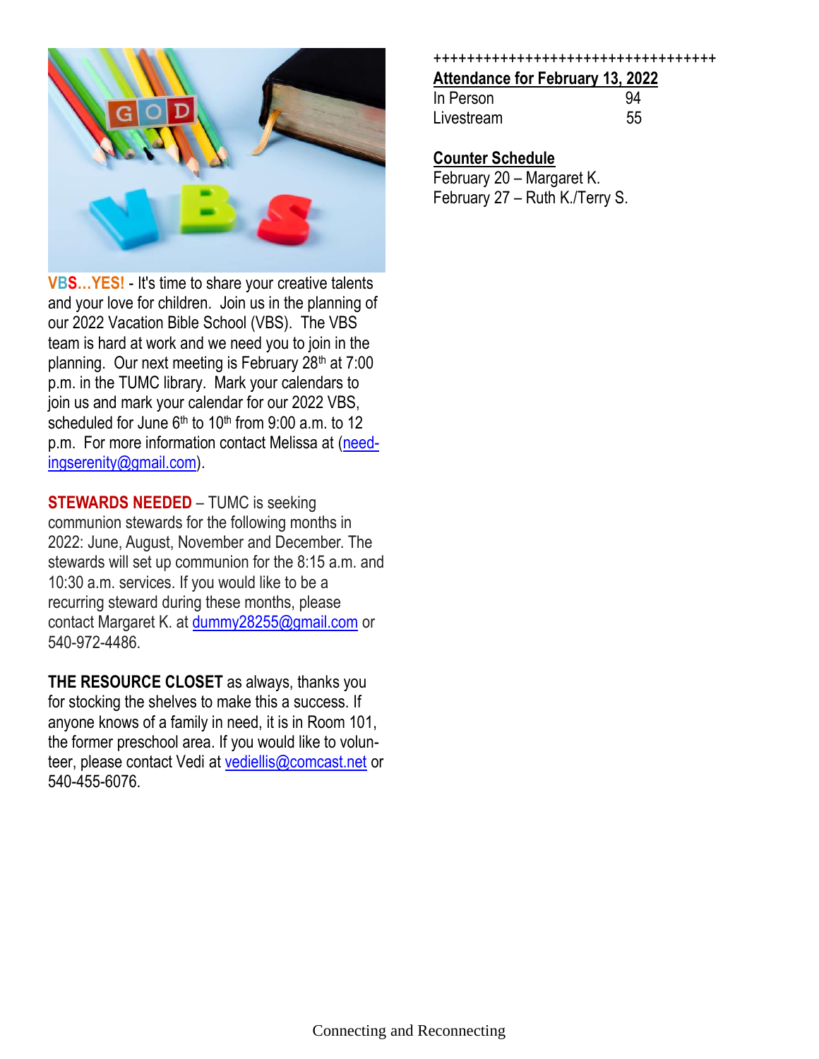**VBS…YES!** - It's time to share your creative talents and your love for children. Join us in the planning of our 2022 Vacation Bible School (VBS). The VBS team is hard at work and we need you to join in the planning. Our next meeting is February 28th at 7:00 p.m. in the TUMC library. Mark your calendars to join us and mark your calendar for our 2022 VBS, scheduled for June 6th to 10th from 9:00 a.m. to 12 p.m. For more information contact Melissa at (needingserenity@gmail.com).

**STEWARDS NEEDED** – TUMC is seeking communion stewards for the following months in 2022: June, August, November and December. The stewards will set up communion for the 8:15 a.m. and 10:30 a.m. services. If you would like to be a recurring steward during these months, please contact Margaret K. at dummy28255@gmail.com or 540-972-4486.

**THE RESOURCE CLOSET** as always, thanks you for stocking the shelves to make this a success. If anyone knows of a family in need, it is in Room 101, the former preschool area. If you would like to volunteer, please contact Vedi at vediellis@comcast.net or 540-455-6076.

++++++++++++++++++++++++++++++++++

**Attendance for February 13, 2022**

| | |
|---|---|
| In Person | 94 |
| Livestream | 55 |

**Counter Schedule**

February 20 – Margaret K.
February 27 – Ruth K./Terry S.

Connecting and Reconnecting